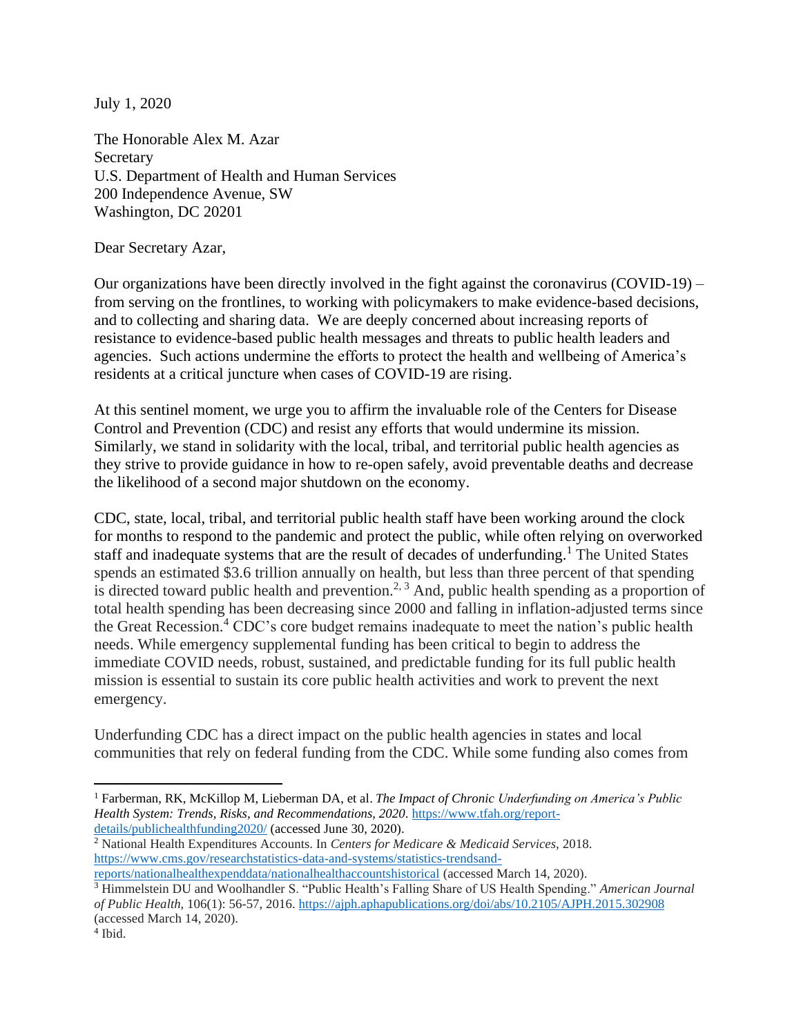July 1, 2020

The Honorable Alex M. Azar
Secretary
U.S. Department of Health and Human Services
200 Independence Avenue, SW
Washington, DC 20201

Dear Secretary Azar,

Our organizations have been directly involved in the fight against the coronavirus (COVID-19) – from serving on the frontlines, to working with policymakers to make evidence-based decisions, and to collecting and sharing data. We are deeply concerned about increasing reports of resistance to evidence-based public health messages and threats to public health leaders and agencies. Such actions undermine the efforts to protect the health and wellbeing of America's residents at a critical juncture when cases of COVID-19 are rising.

At this sentinel moment, we urge you to affirm the invaluable role of the Centers for Disease Control and Prevention (CDC) and resist any efforts that would undermine its mission. Similarly, we stand in solidarity with the local, tribal, and territorial public health agencies as they strive to provide guidance in how to re-open safely, avoid preventable deaths and decrease the likelihood of a second major shutdown on the economy.

CDC, state, local, tribal, and territorial public health staff have been working around the clock for months to respond to the pandemic and protect the public, while often relying on overworked staff and inadequate systems that are the result of decades of underfunding.[1] The United States spends an estimated $3.6 trillion annually on health, but less than three percent of that spending is directed toward public health and prevention.[2, 3] And, public health spending as a proportion of total health spending has been decreasing since 2000 and falling in inflation-adjusted terms since the Great Recession.[4] CDC's core budget remains inadequate to meet the nation's public health needs. While emergency supplemental funding has been critical to begin to address the immediate COVID needs, robust, sustained, and predictable funding for its full public health mission is essential to sustain its core public health activities and work to prevent the next emergency.

Underfunding CDC has a direct impact on the public health agencies in states and local communities that rely on federal funding from the CDC. While some funding also comes from

---

[1] Farberman, RK, McKillop M, Lieberman DA, et al. *The Impact of Chronic Underfunding on America's Public Health System: Trends, Risks, and Recommendations, 2020*. https://www.tfah.org/report-details/publichealthfunding2020/ (accessed June 30, 2020).

[2] National Health Expenditures Accounts. In *Centers for Medicare & Medicaid Services*, 2018. https://www.cms.gov/researchstatistics-data-and-systems/statistics-trendsand-reports/nationalhealthexpenddata/nationalhealthaccountshistorical (accessed March 14, 2020).

[3] Himmelstein DU and Woolhandler S. "Public Health's Falling Share of US Health Spending." *American Journal of Public Health*, 106(1): 56-57, 2016. https://ajph.aphapublications.org/doi/abs/10.2105/AJPH.2015.302908 (accessed March 14, 2020).

[4] Ibid.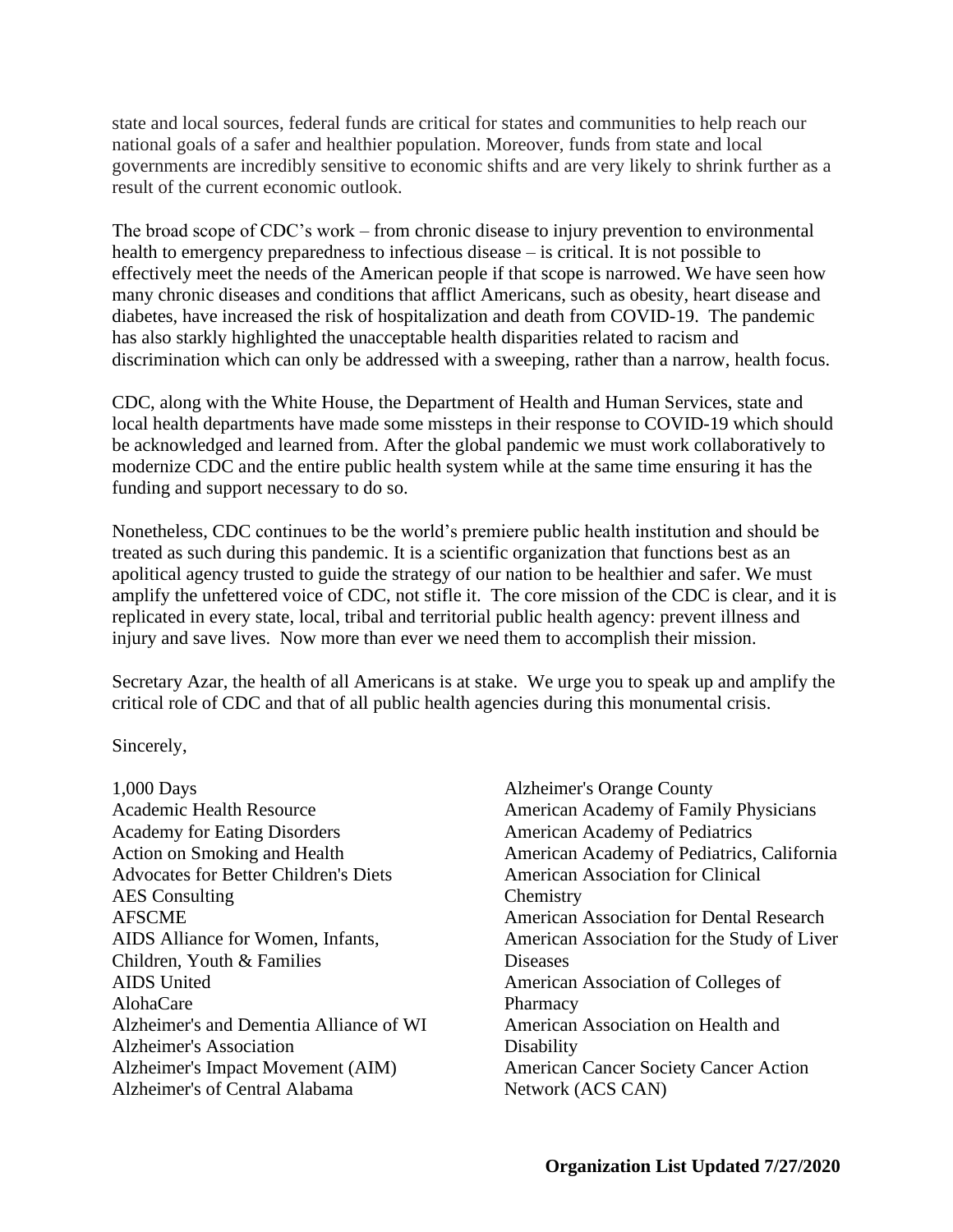state and local sources, federal funds are critical for states and communities to help reach our national goals of a safer and healthier population. Moreover, funds from state and local governments are incredibly sensitive to economic shifts and are very likely to shrink further as a result of the current economic outlook.

The broad scope of CDC's work – from chronic disease to injury prevention to environmental health to emergency preparedness to infectious disease – is critical. It is not possible to effectively meet the needs of the American people if that scope is narrowed. We have seen how many chronic diseases and conditions that afflict Americans, such as obesity, heart disease and diabetes, have increased the risk of hospitalization and death from COVID-19. The pandemic has also starkly highlighted the unacceptable health disparities related to racism and discrimination which can only be addressed with a sweeping, rather than a narrow, health focus.

CDC, along with the White House, the Department of Health and Human Services, state and local health departments have made some missteps in their response to COVID-19 which should be acknowledged and learned from. After the global pandemic we must work collaboratively to modernize CDC and the entire public health system while at the same time ensuring it has the funding and support necessary to do so.

Nonetheless, CDC continues to be the world's premiere public health institution and should be treated as such during this pandemic. It is a scientific organization that functions best as an apolitical agency trusted to guide the strategy of our nation to be healthier and safer. We must amplify the unfettered voice of CDC, not stifle it. The core mission of the CDC is clear, and it is replicated in every state, local, tribal and territorial public health agency: prevent illness and injury and save lives. Now more than ever we need them to accomplish their mission.

Secretary Azar, the health of all Americans is at stake. We urge you to speak up and amplify the critical role of CDC and that of all public health agencies during this monumental crisis.

Sincerely,

1,000 Days
Academic Health Resource
Academy for Eating Disorders
Action on Smoking and Health
Advocates for Better Children's Diets
AES Consulting
AFSCME
AIDS Alliance for Women, Infants, Children, Youth & Families
AIDS United
AlohaCare
Alzheimer's and Dementia Alliance of WI
Alzheimer's Association
Alzheimer's Impact Movement (AIM)
Alzheimer's of Central Alabama
Alzheimer's Orange County
American Academy of Family Physicians
American Academy of Pediatrics
American Academy of Pediatrics, California
American Association for Clinical Chemistry
American Association for Dental Research
American Association for the Study of Liver Diseases
American Association of Colleges of Pharmacy
American Association on Health and Disability
American Cancer Society Cancer Action Network (ACS CAN)

**Organization List Updated 7/27/2020**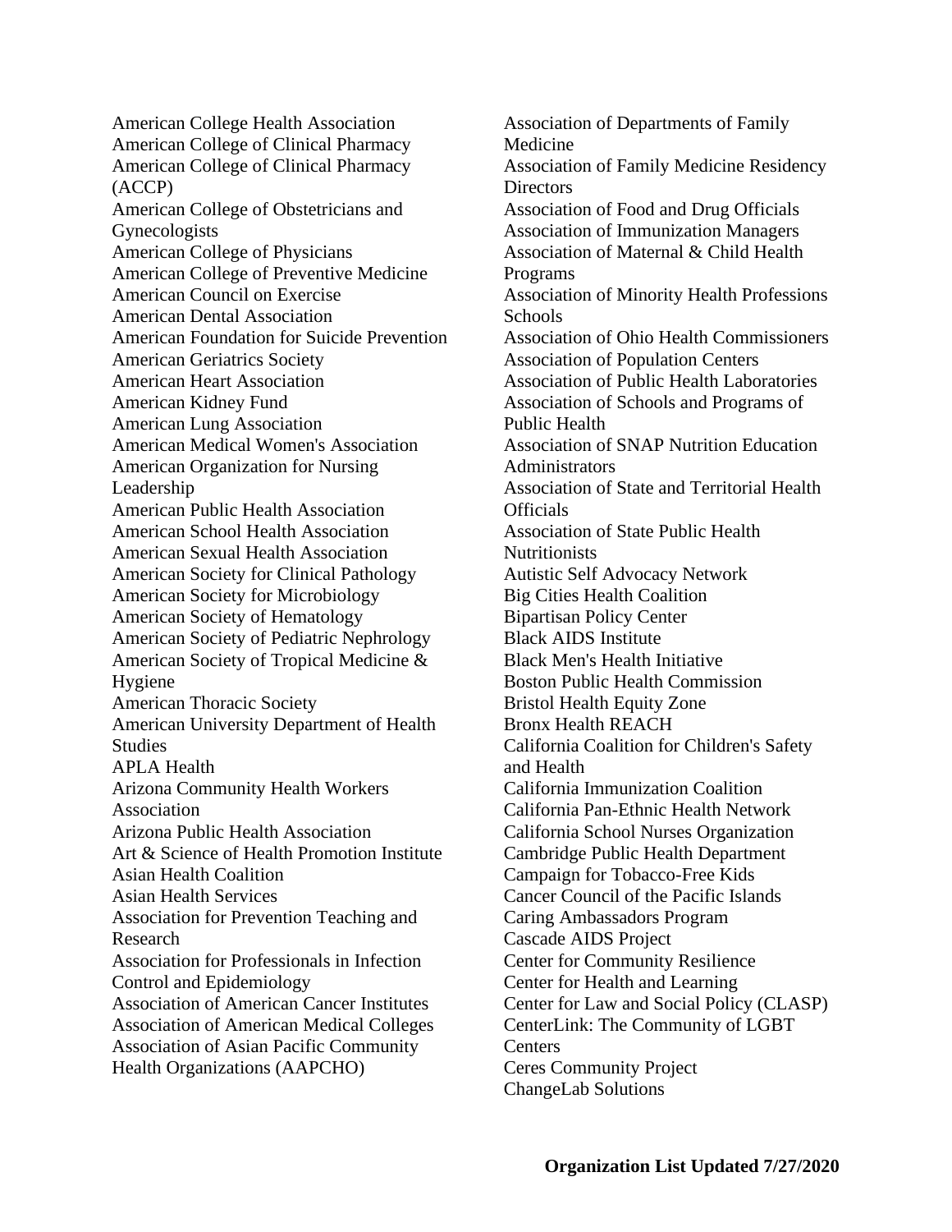American College Health Association
American College of Clinical Pharmacy
American College of Clinical Pharmacy (ACCP)
American College of Obstetricians and Gynecologists
American College of Physicians
American College of Preventive Medicine
American Council on Exercise
American Dental Association
American Foundation for Suicide Prevention
American Geriatrics Society
American Heart Association
American Kidney Fund
American Lung Association
American Medical Women's Association
American Organization for Nursing Leadership
American Public Health Association
American School Health Association
American Sexual Health Association
American Society for Clinical Pathology
American Society for Microbiology
American Society of Hematology
American Society of Pediatric Nephrology
American Society of Tropical Medicine & Hygiene
American Thoracic Society
American University Department of Health Studies
APLA Health
Arizona Community Health Workers Association
Arizona Public Health Association
Art & Science of Health Promotion Institute
Asian Health Coalition
Asian Health Services
Association for Prevention Teaching and Research
Association for Professionals in Infection Control and Epidemiology
Association of American Cancer Institutes
Association of American Medical Colleges
Association of Asian Pacific Community Health Organizations (AAPCHO)
Association of Departments of Family Medicine
Association of Family Medicine Residency Directors
Association of Food and Drug Officials
Association of Immunization Managers
Association of Maternal & Child Health Programs
Association of Minority Health Professions Schools
Association of Ohio Health Commissioners
Association of Population Centers
Association of Public Health Laboratories
Association of Schools and Programs of Public Health
Association of SNAP Nutrition Education Administrators
Association of State and Territorial Health Officials
Association of State Public Health Nutritionists
Autistic Self Advocacy Network
Big Cities Health Coalition
Bipartisan Policy Center
Black AIDS Institute
Black Men's Health Initiative
Boston Public Health Commission
Bristol Health Equity Zone
Bronx Health REACH
California Coalition for Children's Safety and Health
California Immunization Coalition
California Pan-Ethnic Health Network
California School Nurses Organization
Cambridge Public Health Department
Campaign for Tobacco-Free Kids
Cancer Council of the Pacific Islands
Caring Ambassadors Program
Cascade AIDS Project
Center for Community Resilience
Center for Health and Learning
Center for Law and Social Policy (CLASP)
CenterLink: The Community of LGBT Centers
Ceres Community Project
ChangeLab Solutions

**Organization List Updated 7/27/2020**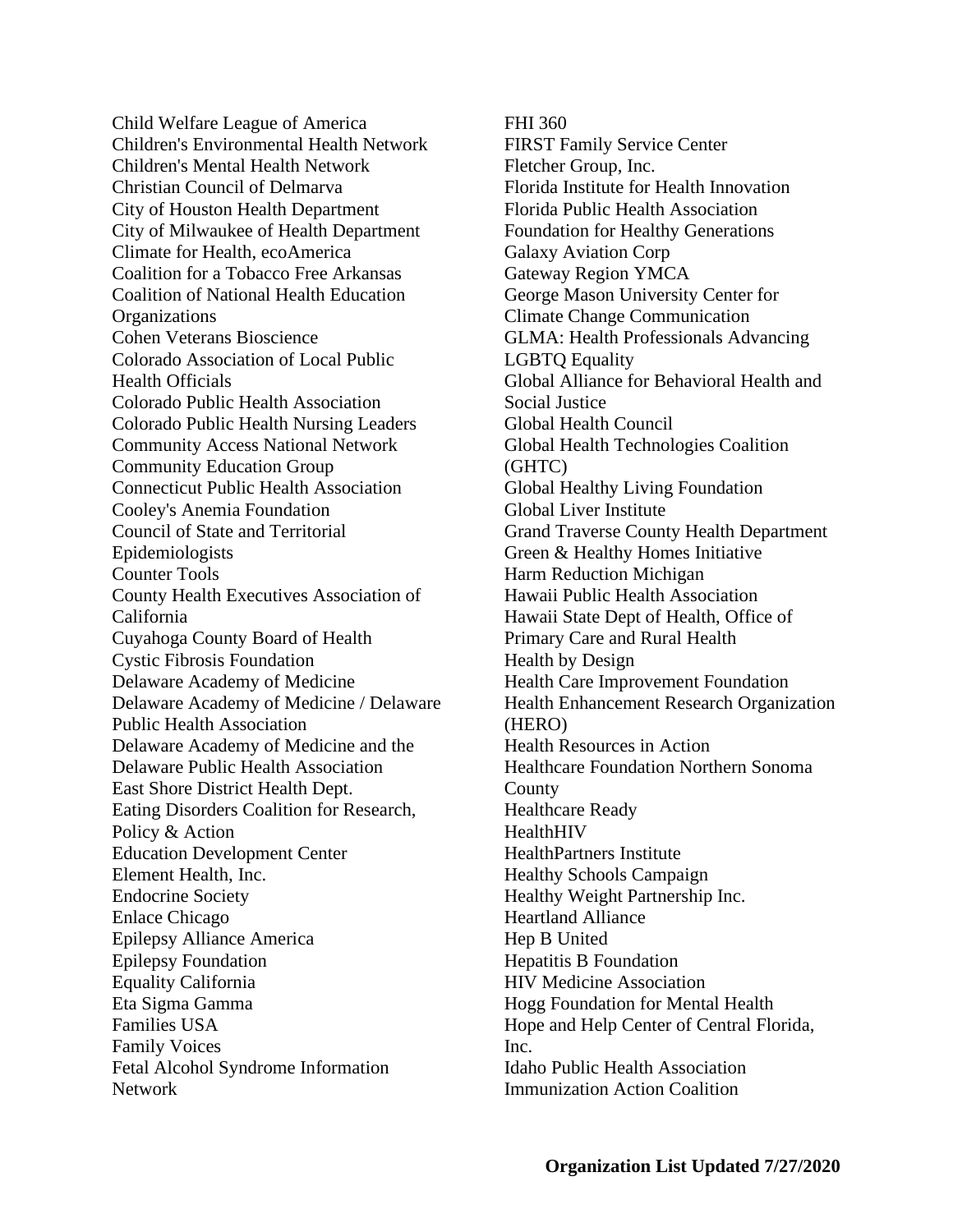Child Welfare League of America
Children's Environmental Health Network
Children's Mental Health Network
Christian Council of Delmarva
City of Houston Health Department
City of Milwaukee of Health Department
Climate for Health, ecoAmerica
Coalition for a Tobacco Free Arkansas
Coalition of National Health Education Organizations
Cohen Veterans Bioscience
Colorado Association of Local Public Health Officials
Colorado Public Health Association
Colorado Public Health Nursing Leaders
Community Access National Network
Community Education Group
Connecticut Public Health Association
Cooley's Anemia Foundation
Council of State and Territorial Epidemiologists
Counter Tools
County Health Executives Association of California
Cuyahoga County Board of Health
Cystic Fibrosis Foundation
Delaware Academy of Medicine
Delaware Academy of Medicine / Delaware Public Health Association
Delaware Academy of Medicine and the Delaware Public Health Association
East Shore District Health Dept.
Eating Disorders Coalition for Research, Policy & Action
Education Development Center
Element Health, Inc.
Endocrine Society
Enlace Chicago
Epilepsy Alliance America
Epilepsy Foundation
Equality California
Eta Sigma Gamma
Families USA
Family Voices
Fetal Alcohol Syndrome Information Network
FHI 360
FIRST Family Service Center
Fletcher Group, Inc.
Florida Institute for Health Innovation
Florida Public Health Association
Foundation for Healthy Generations
Galaxy Aviation Corp
Gateway Region YMCA
George Mason University Center for Climate Change Communication
GLMA: Health Professionals Advancing LGBTQ Equality
Global Alliance for Behavioral Health and Social Justice
Global Health Council
Global Health Technologies Coalition (GHTC)
Global Healthy Living Foundation
Global Liver Institute
Grand Traverse County Health Department
Green & Healthy Homes Initiative
Harm Reduction Michigan
Hawaii Public Health Association
Hawaii State Dept of Health, Office of Primary Care and Rural Health
Health by Design
Health Care Improvement Foundation
Health Enhancement Research Organization (HERO)
Health Resources in Action
Healthcare Foundation Northern Sonoma County
Healthcare Ready
HealthHIV
HealthPartners Institute
Healthy Schools Campaign
Healthy Weight Partnership Inc.
Heartland Alliance
Hep B United
Hepatitis B Foundation
HIV Medicine Association
Hogg Foundation for Mental Health
Hope and Help Center of Central Florida, Inc.
Idaho Public Health Association
Immunization Action Coalition

**Organization List Updated 7/27/2020**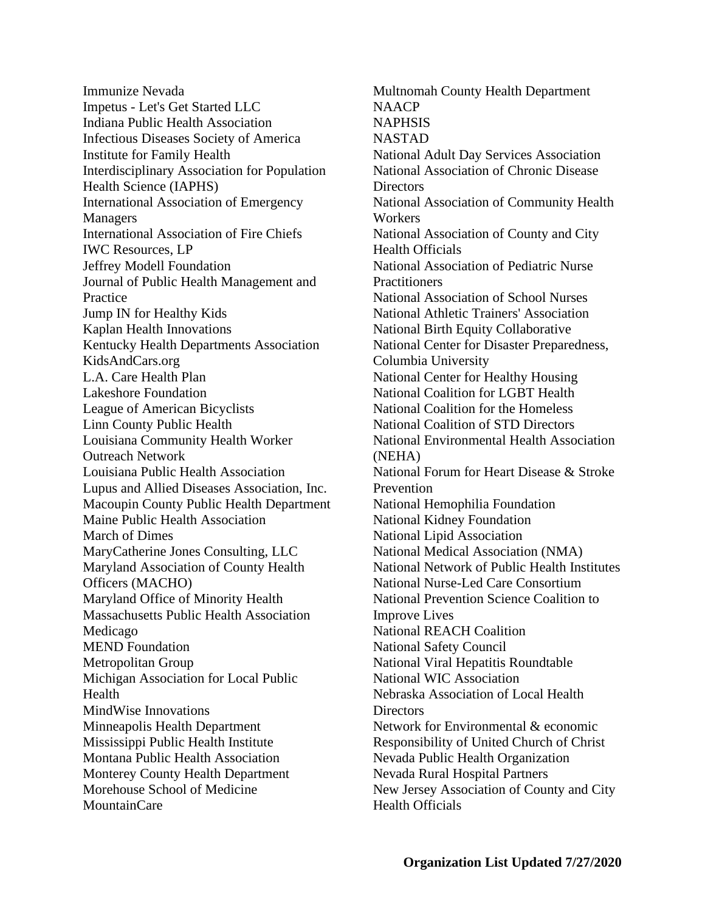Immunize Nevada
Impetus - Let's Get Started LLC
Indiana Public Health Association
Infectious Diseases Society of America
Institute for Family Health
Interdisciplinary Association for Population Health Science (IAPHS)
International Association of Emergency Managers
International Association of Fire Chiefs
IWC Resources, LP
Jeffrey Modell Foundation
Journal of Public Health Management and Practice
Jump IN for Healthy Kids
Kaplan Health Innovations
Kentucky Health Departments Association
KidsAndCars.org
L.A. Care Health Plan
Lakeshore Foundation
League of American Bicyclists
Linn County Public Health
Louisiana Community Health Worker Outreach Network
Louisiana Public Health Association
Lupus and Allied Diseases Association, Inc.
Macoupin County Public Health Department
Maine Public Health Association
March of Dimes
MaryCatherine Jones Consulting, LLC
Maryland Association of County Health Officers (MACHO)
Maryland Office of Minority Health
Massachusetts Public Health Association
Medicago
MEND Foundation
Metropolitan Group
Michigan Association for Local Public Health
MindWise Innovations
Minneapolis Health Department
Mississippi Public Health Institute
Montana Public Health Association
Monterey County Health Department
Morehouse School of Medicine
MountainCare
Multnomah County Health Department
NAACP
NAPHSIS
NASTAD
National Adult Day Services Association
National Association of Chronic Disease Directors
National Association of Community Health Workers
National Association of County and City Health Officials
National Association of Pediatric Nurse Practitioners
National Association of School Nurses
National Athletic Trainers' Association
National Birth Equity Collaborative
National Center for Disaster Preparedness, Columbia University
National Center for Healthy Housing
National Coalition for LGBT Health
National Coalition for the Homeless
National Coalition of STD Directors
National Environmental Health Association (NEHA)
National Forum for Heart Disease & Stroke Prevention
National Hemophilia Foundation
National Kidney Foundation
National Lipid Association
National Medical Association (NMA)
National Network of Public Health Institutes
National Nurse-Led Care Consortium
National Prevention Science Coalition to Improve Lives
National REACH Coalition
National Safety Council
National Viral Hepatitis Roundtable
National WIC Association
Nebraska Association of Local Health Directors
Network for Environmental & economic Responsibility of United Church of Christ
Nevada Public Health Organization
Nevada Rural Hospital Partners
New Jersey Association of County and City Health Officials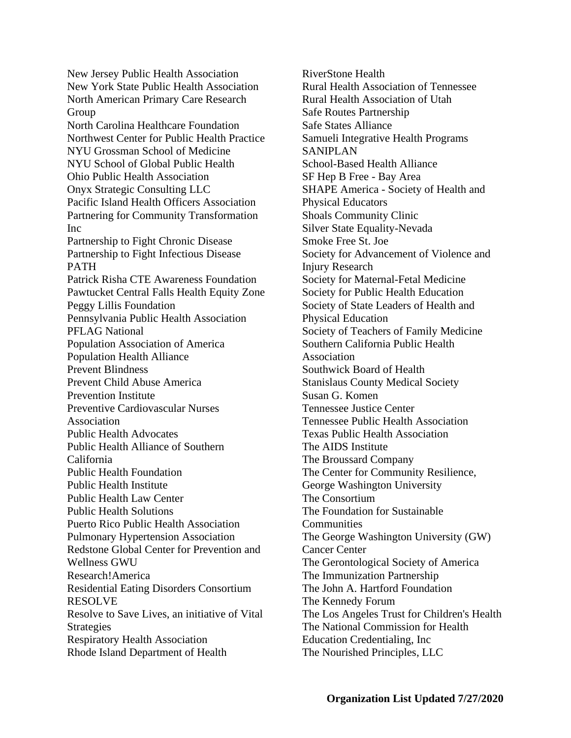New Jersey Public Health Association
New York State Public Health Association
North American Primary Care Research Group
North Carolina Healthcare Foundation
Northwest Center for Public Health Practice
NYU Grossman School of Medicine
NYU School of Global Public Health
Ohio Public Health Association
Onyx Strategic Consulting LLC
Pacific Island Health Officers Association
Partnering for Community Transformation Inc
Partnership to Fight Chronic Disease
Partnership to Fight Infectious Disease
PATH
Patrick Risha CTE Awareness Foundation
Pawtucket Central Falls Health Equity Zone
Peggy Lillis Foundation
Pennsylvania Public Health Association
PFLAG National
Population Association of America
Population Health Alliance
Prevent Blindness
Prevent Child Abuse America
Prevention Institute
Preventive Cardiovascular Nurses Association
Public Health Advocates
Public Health Alliance of Southern California
Public Health Foundation
Public Health Institute
Public Health Law Center
Public Health Solutions
Puerto Rico Public Health Association
Pulmonary Hypertension Association
Redstone Global Center for Prevention and Wellness GWU
Research!America
Residential Eating Disorders Consortium
RESOLVE
Resolve to Save Lives, an initiative of Vital Strategies
Respiratory Health Association
Rhode Island Department of Health
RiverStone Health
Rural Health Association of Tennessee
Rural Health Association of Utah
Safe Routes Partnership
Safe States Alliance
Samueli Integrative Health Programs
SANIPLAN
School-Based Health Alliance
SF Hep B Free - Bay Area
SHAPE America - Society of Health and Physical Educators
Shoals Community Clinic
Silver State Equality-Nevada
Smoke Free St. Joe
Society for Advancement of Violence and Injury Research
Society for Maternal-Fetal Medicine
Society for Public Health Education
Society of State Leaders of Health and Physical Education
Society of Teachers of Family Medicine
Southern California Public Health Association
Southwick Board of Health
Stanislaus County Medical Society
Susan G. Komen
Tennessee Justice Center
Tennessee Public Health Association
Texas Public Health Association
The AIDS Institute
The Broussard Company
The Center for Community Resilience, George Washington University
The Consortium
The Foundation for Sustainable Communities
The George Washington University (GW) Cancer Center
The Gerontological Society of America
The Immunization Partnership
The John A. Hartford Foundation
The Kennedy Forum
The Los Angeles Trust for Children's Health
The National Commission for Health Education Credentialing, Inc
The Nourished Principles, LLC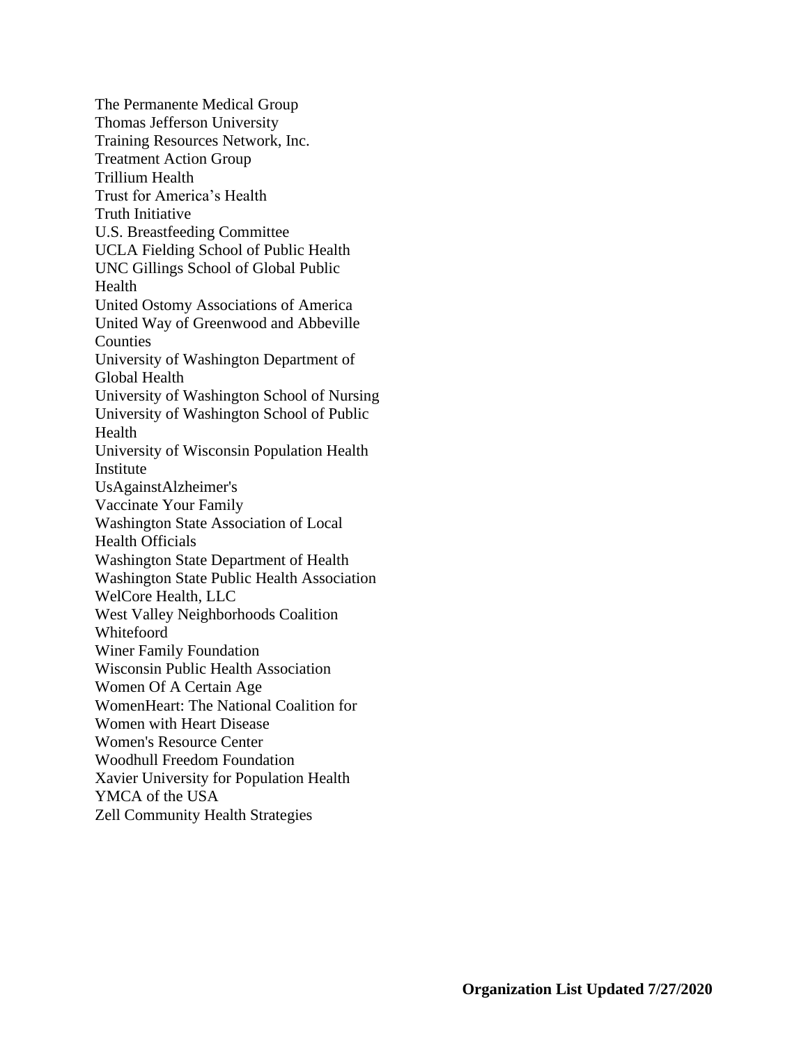The Permanente Medical Group
Thomas Jefferson University
Training Resources Network, Inc.
Treatment Action Group
Trillium Health
Trust for America's Health
Truth Initiative
U.S. Breastfeeding Committee
UCLA Fielding School of Public Health
UNC Gillings School of Global Public Health
United Ostomy Associations of America
United Way of Greenwood and Abbeville Counties
University of Washington Department of Global Health
University of Washington School of Nursing
University of Washington School of Public Health
University of Wisconsin Population Health Institute
UsAgainstAlzheimer's
Vaccinate Your Family
Washington State Association of Local Health Officials
Washington State Department of Health
Washington State Public Health Association
WelCore Health, LLC
West Valley Neighborhoods Coalition
Whitefoord
Winer Family Foundation
Wisconsin Public Health Association
Women Of A Certain Age
WomenHeart: The National Coalition for Women with Heart Disease
Women's Resource Center
Woodhull Freedom Foundation
Xavier University for Population Health
YMCA of the USA
Zell Community Health Strategies

**Organization List Updated 7/27/2020**